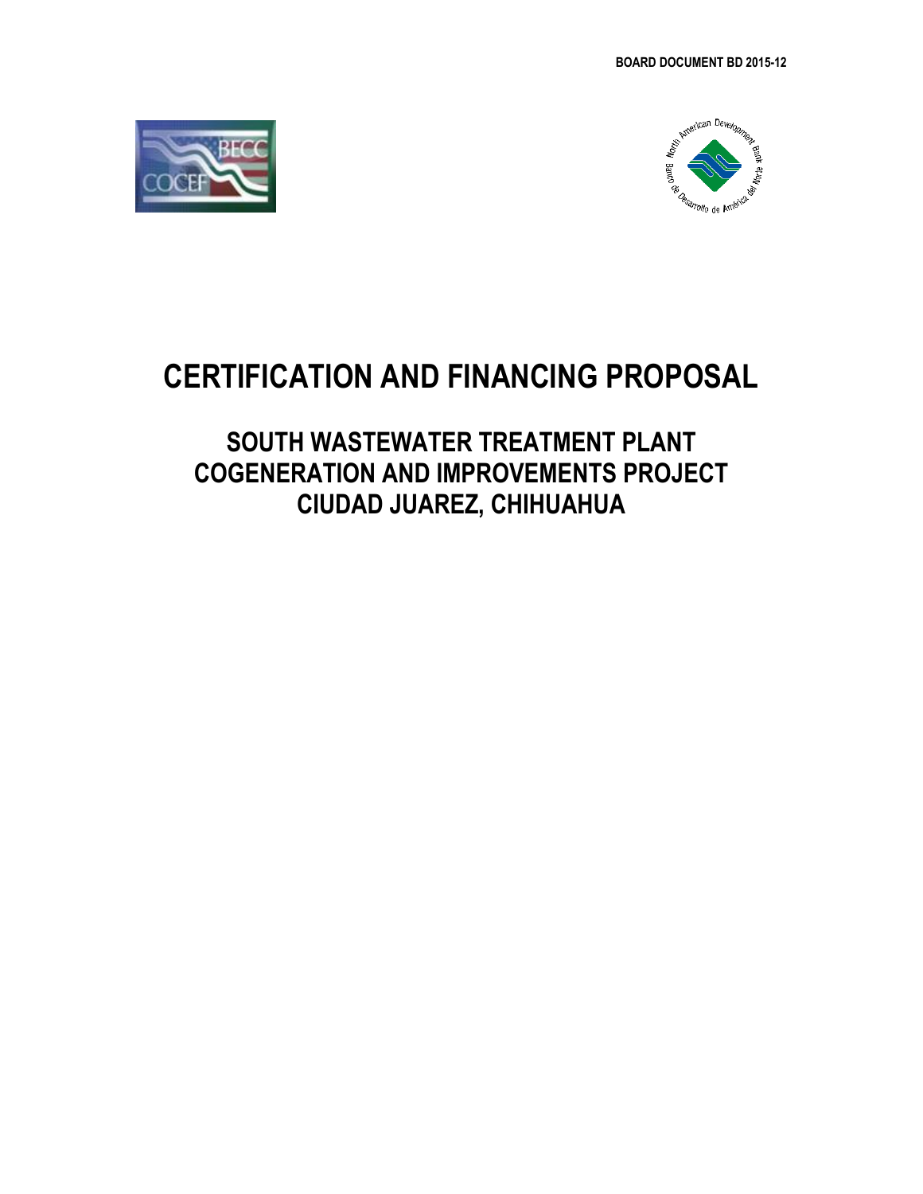BOARD DOCUMENT BD 2015-12

# CERTIFICATION AND FINANCING PROPOSAL

## SOUTH WASTEWATER TREATMENT PLANT COGENERATION AND IMPROVEMENTS PROJECT CIUDAD JUAREZ, CHIHUAHUA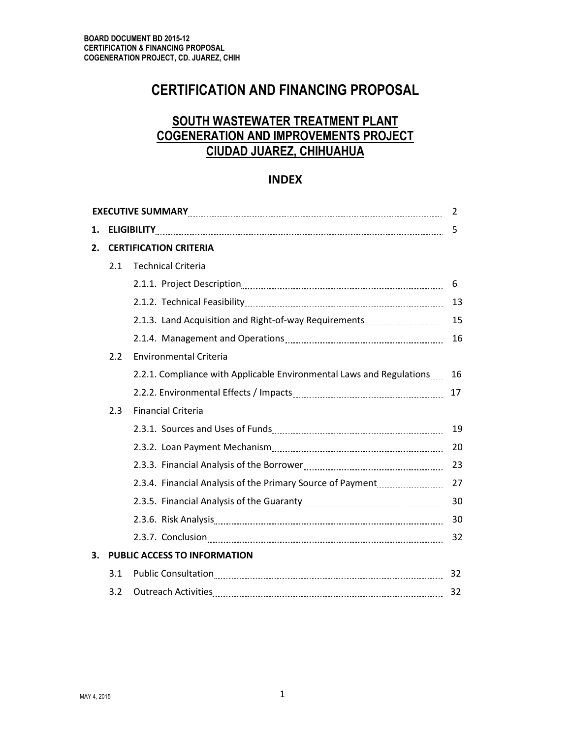# CERTIFICATION AND FINANCING PROPOSAL

## SOUTH WASTEWATER TREATMENT PLANT COGENERATION AND IMPROVEMENTS PROJECT CIUDAD JUAREZ, CHIHUAHUA

## INDEX

| | | | |
|---|---|---|---|
| | **EXECUTIVE SUMMARY** | | 2 |
| **1.** | **ELIGIBILITY** | | 5 |
| **2.** | **CERTIFICATION CRITERIA** | | |
| | 2.1 | Technical Criteria | |
| | | 2.1.1. Project Description | 6 |
| | | 2.1.2. Technical Feasibility | 13 |
| | | 2.1.3. Land Acquisition and Right-of-way Requirements | 15 |
| | | 2.1.4. Management and Operations | 16 |
| | 2.2 | Environmental Criteria | |
| | | 2.2.1. Compliance with Applicable Environmental Laws and Regulations | 16 |
| | | 2.2.2. Environmental Effects / Impacts | 17 |
| | 2.3 | Financial Criteria | |
| | | 2.3.1. Sources and Uses of Funds | 19 |
| | | 2.3.2. Loan Payment Mechanism | 20 |
| | | 2.3.3. Financial Analysis of the Borrower | 23 |
| | | 2.3.4. Financial Analysis of the Primary Source of Payment | 27 |
| | | 2.3.5. Financial Analysis of the Guaranty | 30 |
| | | 2.3.6. Risk Analysis | 30 |
| | | 2.3.7. Conclusion | 32 |
| **3.** | **PUBLIC ACCESS TO INFORMATION** | | |
| | 3.1 | Public Consultation | 32 |
| | 3.2 | Outreach Activities | 32 |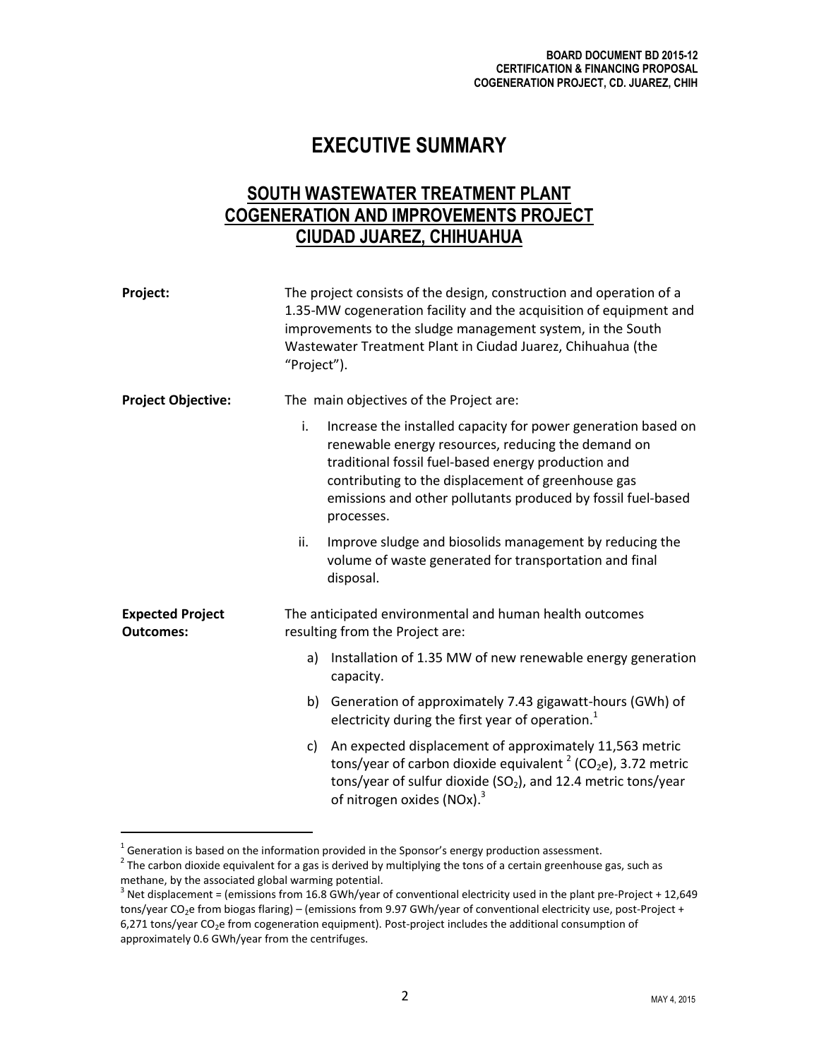# EXECUTIVE SUMMARY

## SOUTH WASTEWATER TREATMENT PLANT COGENERATION AND IMPROVEMENTS PROJECT CIUDAD JUAREZ, CHIHUAHUA

**Project:** The project consists of the design, construction and operation of a 1.35-MW cogeneration facility and the acquisition of equipment and improvements to the sludge management system, in the South Wastewater Treatment Plant in Ciudad Juarez, Chihuahua (the "Project").

**Project Objective:** The main objectives of the Project are:

i. Increase the installed capacity for power generation based on renewable energy resources, reducing the demand on traditional fossil fuel-based energy production and contributing to the displacement of greenhouse gas emissions and other pollutants produced by fossil fuel-based processes.

ii. Improve sludge and biosolids management by reducing the volume of waste generated for transportation and final disposal.

**Expected Project Outcomes:** The anticipated environmental and human health outcomes resulting from the Project are:

a) Installation of 1.35 MW of new renewable energy generation capacity.

b) Generation of approximately 7.43 gigawatt-hours (GWh) of electricity during the first year of operation.[1]

c) An expected displacement of approximately 11,563 metric tons/year of carbon dioxide equivalent [2] ($CO_2e$), 3.72 metric tons/year of sulfur dioxide ($SO_2$), and 12.4 metric tons/year of nitrogen oxides ($NOx$).[3]

---

[1] Generation is based on the information provided in the Sponsor's energy production assessment.

[2] The carbon dioxide equivalent for a gas is derived by multiplying the tons of a certain greenhouse gas, such as methane, by the associated global warming potential.

[3] Net displacement = (emissions from 16.8 GWh/year of conventional electricity used in the plant pre-Project + 12,649 tons/year $CO_2e$ from biogas flaring) – (emissions from 9.97 GWh/year of conventional electricity use, post-Project + 6,271 tons/year $CO_2e$ from cogeneration equipment). Post-project includes the additional consumption of approximately 0.6 GWh/year from the centrifuges.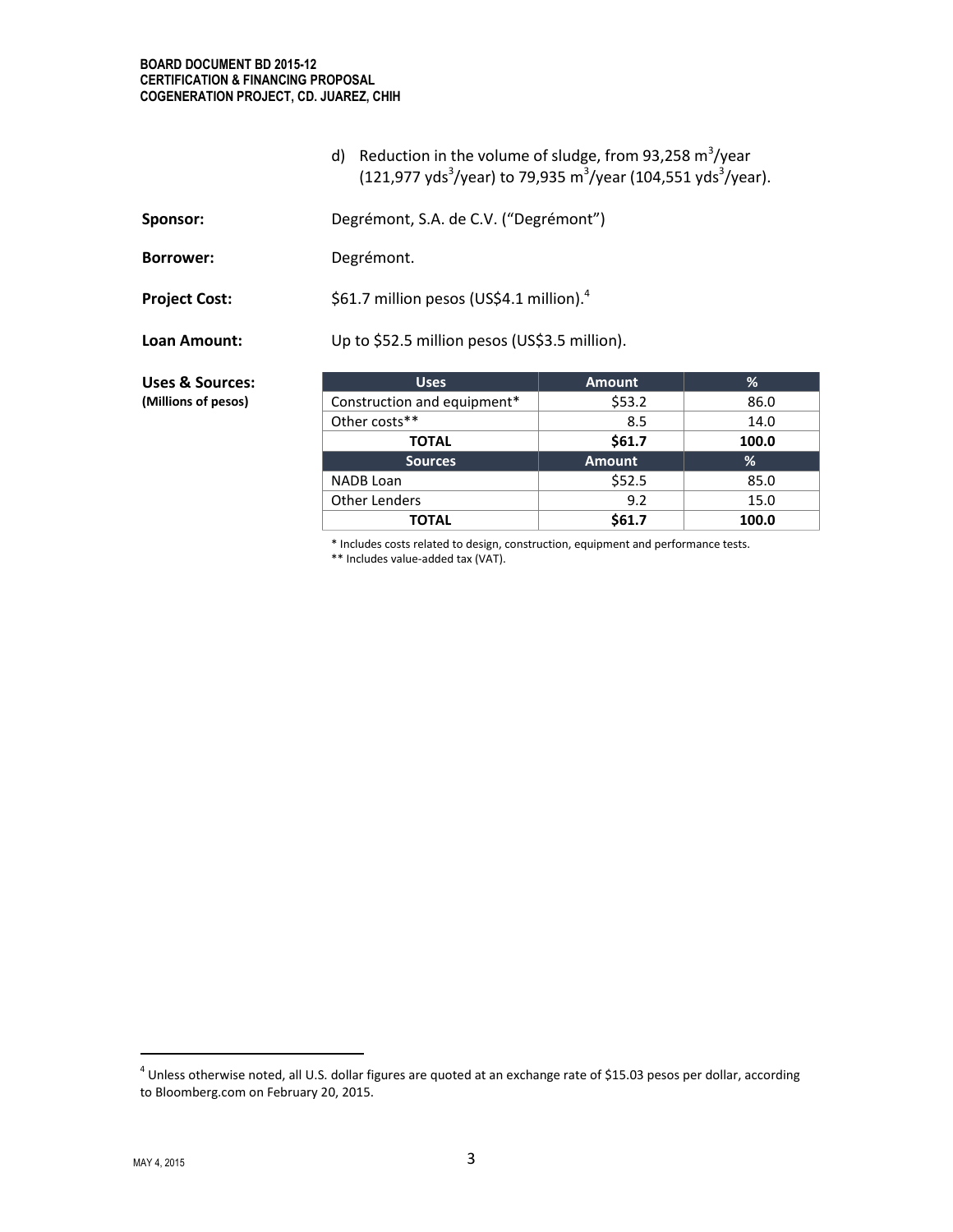d) Reduction in the volume of sludge, from 93,258 $m^3$/year (121,977 $yds^3$/year) to 79,935 $m^3$/year (104,551 $yds^3$/year).

**Sponsor:** Degrémont, S.A. de C.V. ("Degrémont")

**Borrower:** Degrémont.

**Project Cost:** $61.7 million pesos (US$4.1 million).[4]

**Loan Amount:** Up to $52.5 million pesos (US$3.5 million).

**Uses & Sources:**
**(Millions of pesos)**

| Uses | Amount | % |
|---|---|---|
| Construction and equipment* | $53.2 | 86.0 |
| Other costs** | 8.5 | 14.0 |
| **TOTAL** | **$61.7** | **100.0** |
| **Sources** | **Amount** | **%** |
| NADB Loan | $52.5 | 85.0 |
| Other Lenders | 9.2 | 15.0 |
| **TOTAL** | **$61.7** | **100.0** |

* Includes costs related to design, construction, equipment and performance tests.
** Includes value-added tax (VAT).

[4] Unless otherwise noted, all U.S. dollar figures are quoted at an exchange rate of $15.03 pesos per dollar, according to Bloomberg.com on February 20, 2015.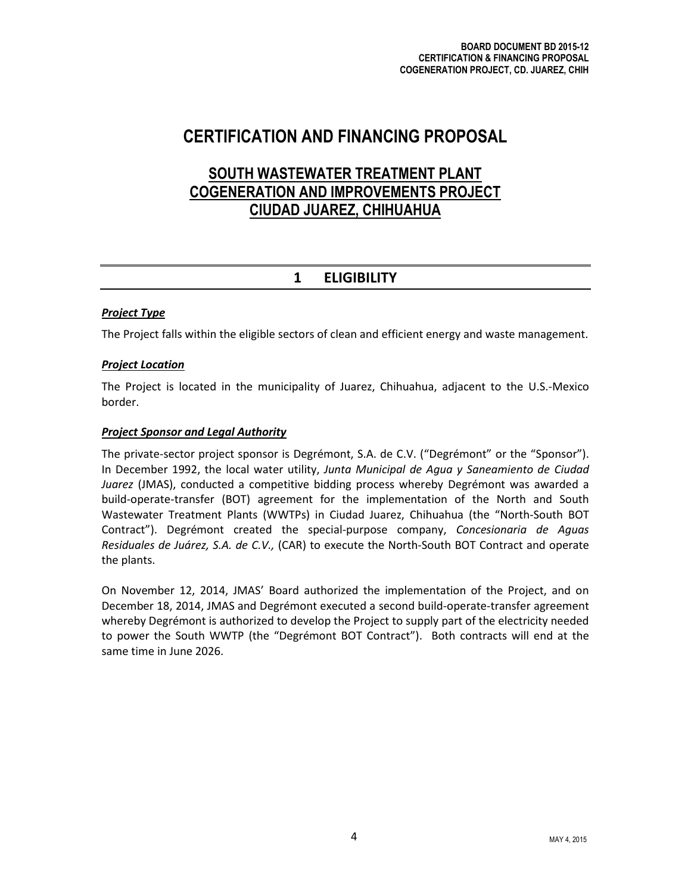# CERTIFICATION AND FINANCING PROPOSAL

## SOUTH WASTEWATER TREATMENT PLANT COGENERATION AND IMPROVEMENTS PROJECT CIUDAD JUAREZ, CHIHUAHUA

## 1 ELIGIBILITY

***Project Type***

The Project falls within the eligible sectors of clean and efficient energy and waste management.

***Project Location***

The Project is located in the municipality of Juarez, Chihuahua, adjacent to the U.S.-Mexico border.

***Project Sponsor and Legal Authority***

The private-sector project sponsor is Degrémont, S.A. de C.V. ("Degrémont" or the "Sponsor"). In December 1992, the local water utility, *Junta Municipal de Agua y Saneamiento de Ciudad Juarez* (JMAS), conducted a competitive bidding process whereby Degrémont was awarded a build-operate-transfer (BOT) agreement for the implementation of the North and South Wastewater Treatment Plants (WWTPs) in Ciudad Juarez, Chihuahua (the "North-South BOT Contract"). Degrémont created the special-purpose company, *Concesionaria de Aguas Residuales de Juárez, S.A. de C.V.,* (CAR) to execute the North-South BOT Contract and operate the plants.

On November 12, 2014, JMAS' Board authorized the implementation of the Project, and on December 18, 2014, JMAS and Degrémont executed a second build-operate-transfer agreement whereby Degrémont is authorized to develop the Project to supply part of the electricity needed to power the South WWTP (the "Degrémont BOT Contract"). Both contracts will end at the same time in June 2026.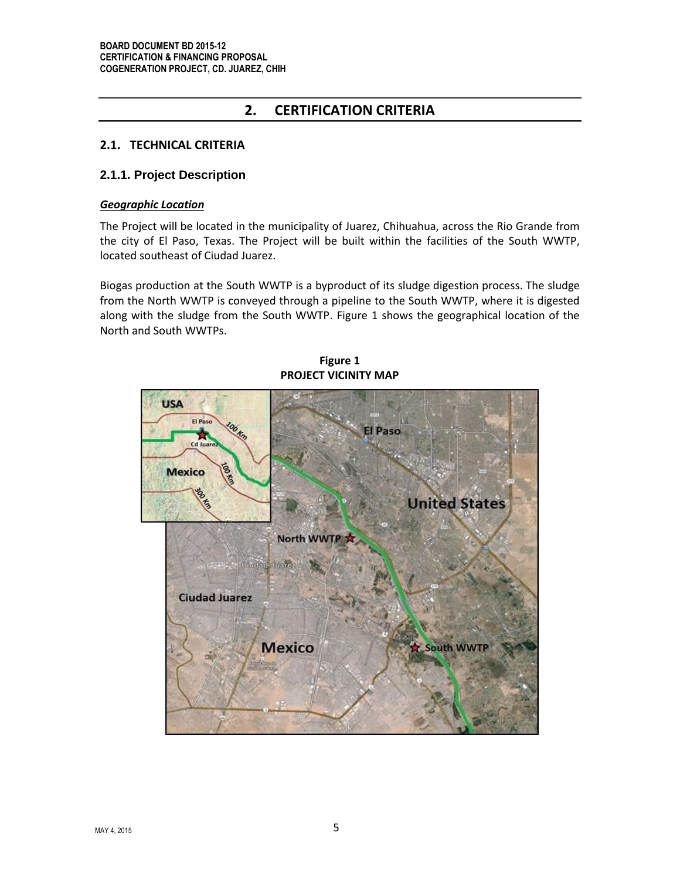## 2. CERTIFICATION CRITERIA

### 2.1. TECHNICAL CRITERIA

#### 2.1.1. Project Description

***Geographic Location***

The Project will be located in the municipality of Juarez, Chihuahua, across the Rio Grande from the city of El Paso, Texas. The Project will be built within the facilities of the South WWTP, located southeast of Ciudad Juarez.

Biogas production at the South WWTP is a byproduct of its sludge digestion process. The sludge from the North WWTP is conveyed through a pipeline to the South WWTP, where it is digested along with the sludge from the South WWTP. Figure 1 shows the geographical location of the North and South WWTPs.

**Figure 1**
**PROJECT VICINITY MAP**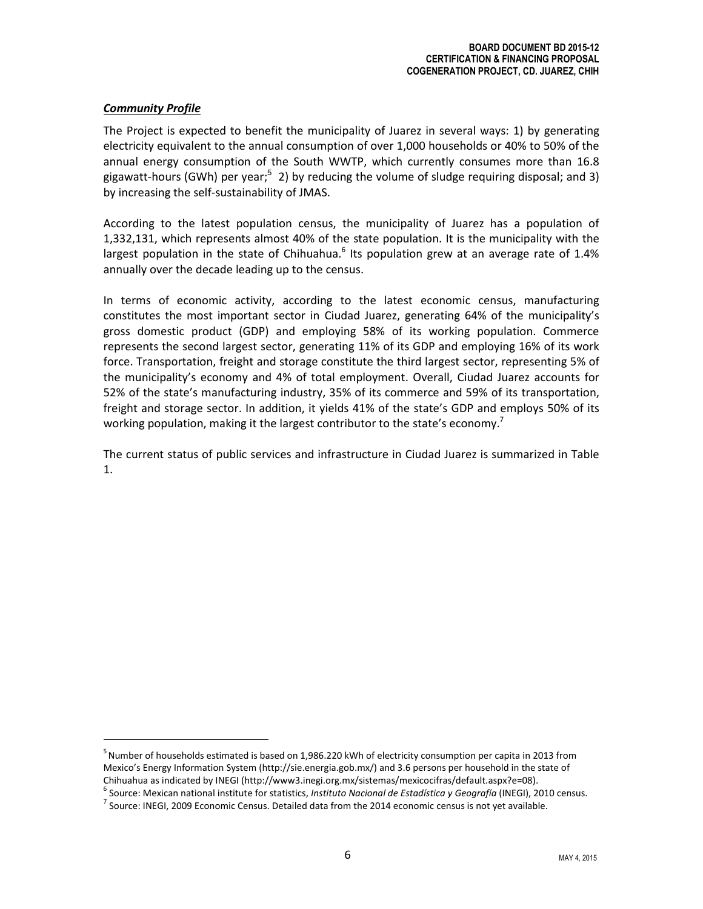***Community Profile***

The Project is expected to benefit the municipality of Juarez in several ways: 1) by generating electricity equivalent to the annual consumption of over 1,000 households or 40% to 50% of the annual energy consumption of the South WWTP, which currently consumes more than 16.8 gigawatt-hours (GWh) per year;[5] 2) by reducing the volume of sludge requiring disposal; and 3) by increasing the self-sustainability of JMAS.

According to the latest population census, the municipality of Juarez has a population of 1,332,131, which represents almost 40% of the state population. It is the municipality with the largest population in the state of Chihuahua.[6] Its population grew at an average rate of 1.4% annually over the decade leading up to the census.

In terms of economic activity, according to the latest economic census, manufacturing constitutes the most important sector in Ciudad Juarez, generating 64% of the municipality's gross domestic product (GDP) and employing 58% of its working population. Commerce represents the second largest sector, generating 11% of its GDP and employing 16% of its work force. Transportation, freight and storage constitute the third largest sector, representing 5% of the municipality's economy and 4% of total employment. Overall, Ciudad Juarez accounts for 52% of the state's manufacturing industry, 35% of its commerce and 59% of its transportation, freight and storage sector. In addition, it yields 41% of the state's GDP and employs 50% of its working population, making it the largest contributor to the state's economy.[7]

The current status of public services and infrastructure in Ciudad Juarez is summarized in Table 1.

---

[5] Number of households estimated is based on 1,986.220 kWh of electricity consumption per capita in 2013 from Mexico's Energy Information System (http://sie.energia.gob.mx/) and 3.6 persons per household in the state of Chihuahua as indicated by INEGI (http://www3.inegi.org.mx/sistemas/mexicocifras/default.aspx?e=08).

[6] Source: Mexican national institute for statistics, *Instituto Nacional de Estadística y Geografía* (INEGI), 2010 census.

[7] Source: INEGI, 2009 Economic Census. Detailed data from the 2014 economic census is not yet available.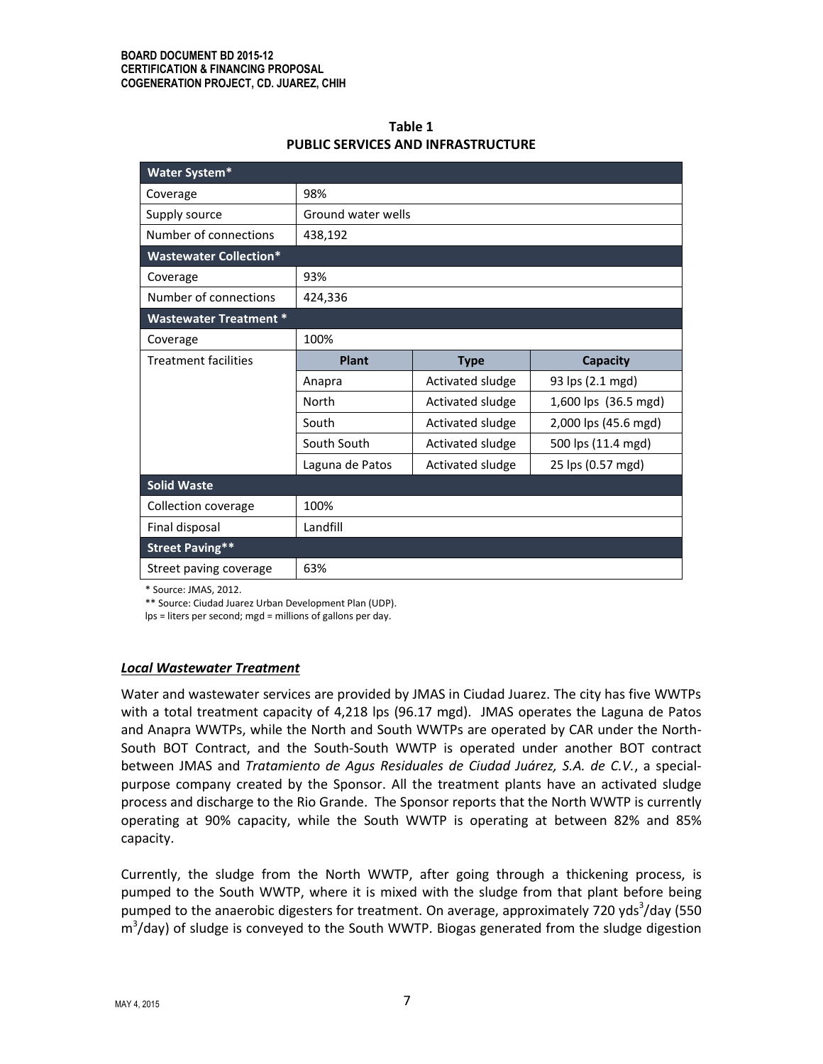**Table 1**
**PUBLIC SERVICES AND INFRASTRUCTURE**

| **Water System*** | | | |
|---|---|---|---|
| Coverage | 98% | | |
| Supply source | Ground water wells | | |
| Number of connections | 438,192 | | |
| **Wastewater Collection*** | | | |
| Coverage | 93% | | |
| Number of connections | 424,336 | | |
| **Wastewater Treatment *** | | | |
| Coverage | 100% | | |
| Treatment facilities | **Plant** | **Type** | **Capacity** |
| | Anapra | Activated sludge | 93 lps (2.1 mgd) |
| | North | Activated sludge | 1,600 lps (36.5 mgd) |
| | South | Activated sludge | 2,000 lps (45.6 mgd) |
| | South South | Activated sludge | 500 lps (11.4 mgd) |
| | Laguna de Patos | Activated sludge | 25 lps (0.57 mgd) |
| **Solid Waste** | | | |
| Collection coverage | 100% | | |
| Final disposal | Landfill | | |
| **Street Paving**** | | | |
| Street paving coverage | 63% | | |

* Source: JMAS, 2012.
** Source: Ciudad Juarez Urban Development Plan (UDP).
lps = liters per second; mgd = millions of gallons per day.

***Local Wastewater Treatment***

Water and wastewater services are provided by JMAS in Ciudad Juarez. The city has five WWTPs with a total treatment capacity of 4,218 lps (96.17 mgd). JMAS operates the Laguna de Patos and Anapra WWTPs, while the North and South WWTPs are operated by CAR under the North-South BOT Contract, and the South-South WWTP is operated under another BOT contract between JMAS and *Tratamiento de Agus Residuales de Ciudad Juárez, S.A. de C.V.*, a special-purpose company created by the Sponsor. All the treatment plants have an activated sludge process and discharge to the Rio Grande. The Sponsor reports that the North WWTP is currently operating at 90% capacity, while the South WWTP is operating at between 82% and 85% capacity.

Currently, the sludge from the North WWTP, after going through a thickening process, is pumped to the South WWTP, where it is mixed with the sludge from that plant before being pumped to the anaerobic digesters for treatment. On average, approximately 720 yds$^3$/day (550 m$^3$/day) of sludge is conveyed to the South WWTP. Biogas generated from the sludge digestion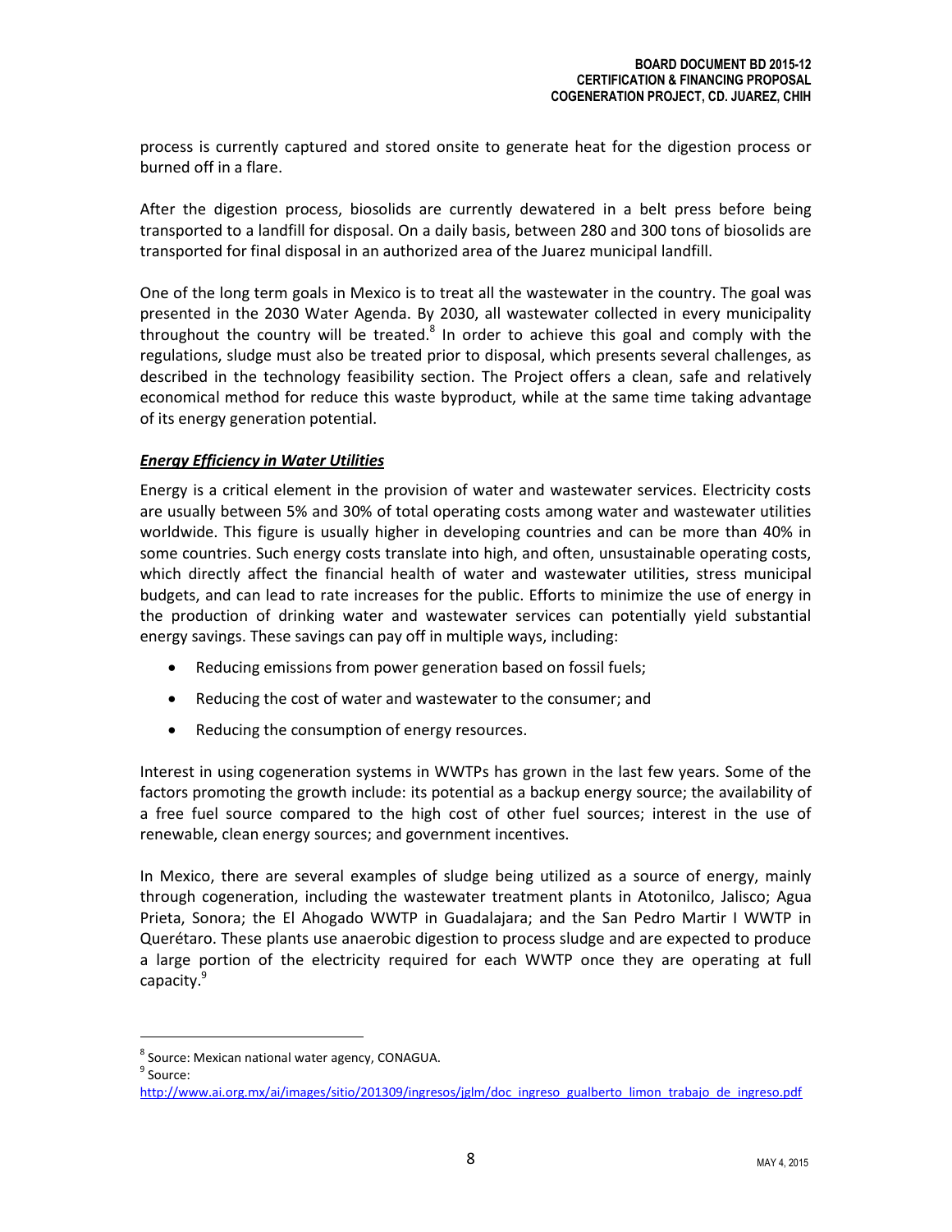process is currently captured and stored onsite to generate heat for the digestion process or burned off in a flare.

After the digestion process, biosolids are currently dewatered in a belt press before being transported to a landfill for disposal. On a daily basis, between 280 and 300 tons of biosolids are transported for final disposal in an authorized area of the Juarez municipal landfill.

One of the long term goals in Mexico is to treat all the wastewater in the country. The goal was presented in the 2030 Water Agenda. By 2030, all wastewater collected in every municipality throughout the country will be treated.[8] In order to achieve this goal and comply with the regulations, sludge must also be treated prior to disposal, which presents several challenges, as described in the technology feasibility section. The Project offers a clean, safe and relatively economical method for reduce this waste byproduct, while at the same time taking advantage of its energy generation potential.

***Energy Efficiency in Water Utilities***

Energy is a critical element in the provision of water and wastewater services. Electricity costs are usually between 5% and 30% of total operating costs among water and wastewater utilities worldwide. This figure is usually higher in developing countries and can be more than 40% in some countries. Such energy costs translate into high, and often, unsustainable operating costs, which directly affect the financial health of water and wastewater utilities, stress municipal budgets, and can lead to rate increases for the public. Efforts to minimize the use of energy in the production of drinking water and wastewater services can potentially yield substantial energy savings. These savings can pay off in multiple ways, including:

- Reducing emissions from power generation based on fossil fuels;
- Reducing the cost of water and wastewater to the consumer; and
- Reducing the consumption of energy resources.

Interest in using cogeneration systems in WWTPs has grown in the last few years. Some of the factors promoting the growth include: its potential as a backup energy source; the availability of a free fuel source compared to the high cost of other fuel sources; interest in the use of renewable, clean energy sources; and government incentives.

In Mexico, there are several examples of sludge being utilized as a source of energy, mainly through cogeneration, including the wastewater treatment plants in Atotonilco, Jalisco; Agua Prieta, Sonora; the El Ahogado WWTP in Guadalajara; and the San Pedro Martir I WWTP in Querétaro. These plants use anaerobic digestion to process sludge and are expected to produce a large portion of the electricity required for each WWTP once they are operating at full capacity.[9]

[8] Source: Mexican national water agency, CONAGUA.

[9] Source: http://www.ai.org.mx/ai/images/sitio/201309/ingresos/jglm/doc_ingreso_gualberto_limon_trabajo_de_ingreso.pdf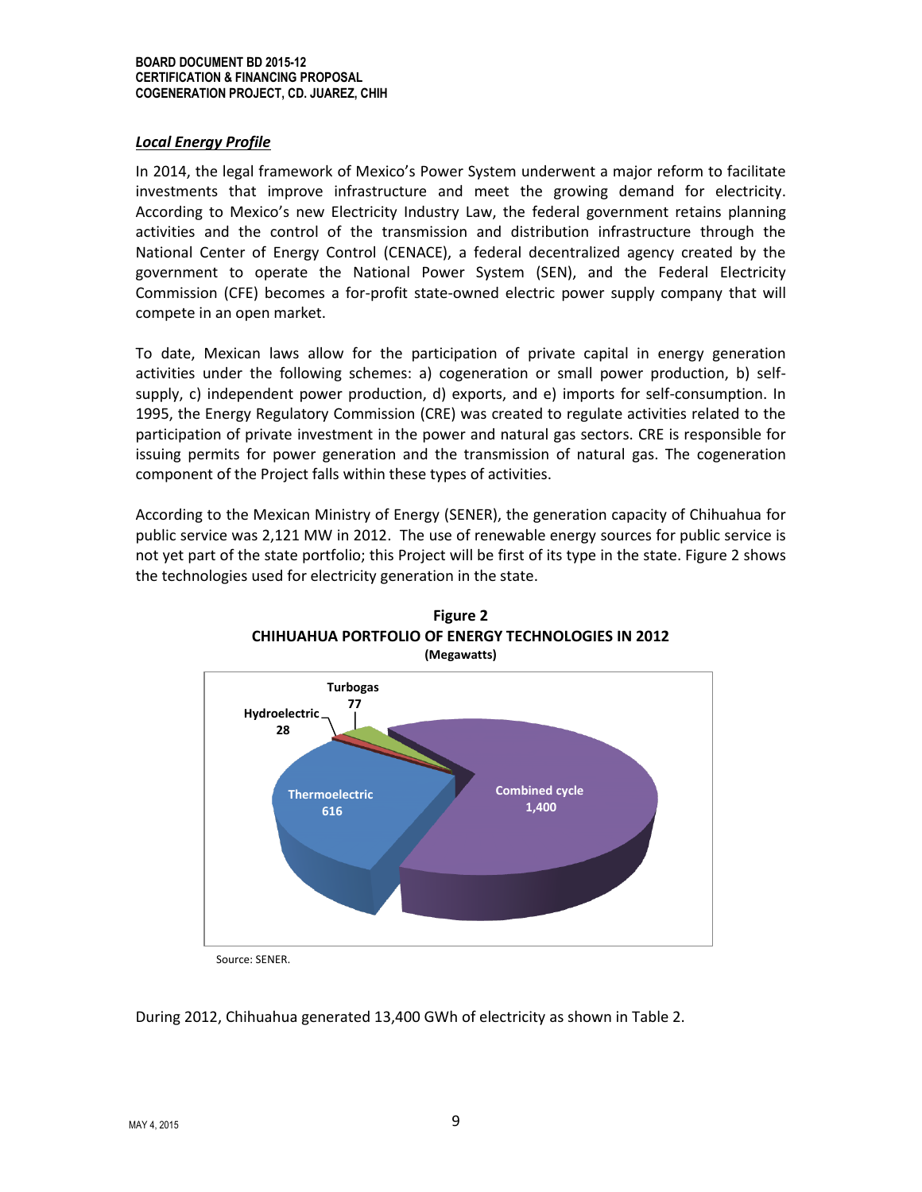### *Local Energy Profile*

In 2014, the legal framework of Mexico's Power System underwent a major reform to facilitate investments that improve infrastructure and meet the growing demand for electricity. According to Mexico's new Electricity Industry Law, the federal government retains planning activities and the control of the transmission and distribution infrastructure through the National Center of Energy Control (CENACE), a federal decentralized agency created by the government to operate the National Power System (SEN), and the Federal Electricity Commission (CFE) becomes a for-profit state-owned electric power supply company that will compete in an open market.

To date, Mexican laws allow for the participation of private capital in energy generation activities under the following schemes: a) cogeneration or small power production, b) self-supply, c) independent power production, d) exports, and e) imports for self-consumption. In 1995, the Energy Regulatory Commission (CRE) was created to regulate activities related to the participation of private investment in the power and natural gas sectors. CRE is responsible for issuing permits for power generation and the transmission of natural gas. The cogeneration component of the Project falls within these types of activities.

According to the Mexican Ministry of Energy (SENER), the generation capacity of Chihuahua for public service was 2,121 MW in 2012. The use of renewable energy sources for public service is not yet part of the state portfolio; this Project will be first of its type in the state. Figure 2 shows the technologies used for electricity generation in the state.

**Figure 2**
**CHIHUAHUA PORTFOLIO OF ENERGY TECHNOLOGIES IN 2012**
**(Megawatts)**

| Technology | Megawatts |
|---|---|
| Combined cycle | 1,400 |
| Thermoelectric | 616 |
| Turbogas | 77 |
| Hydroelectric | 28 |

Source: SENER.

During 2012, Chihuahua generated 13,400 GWh of electricity as shown in Table 2.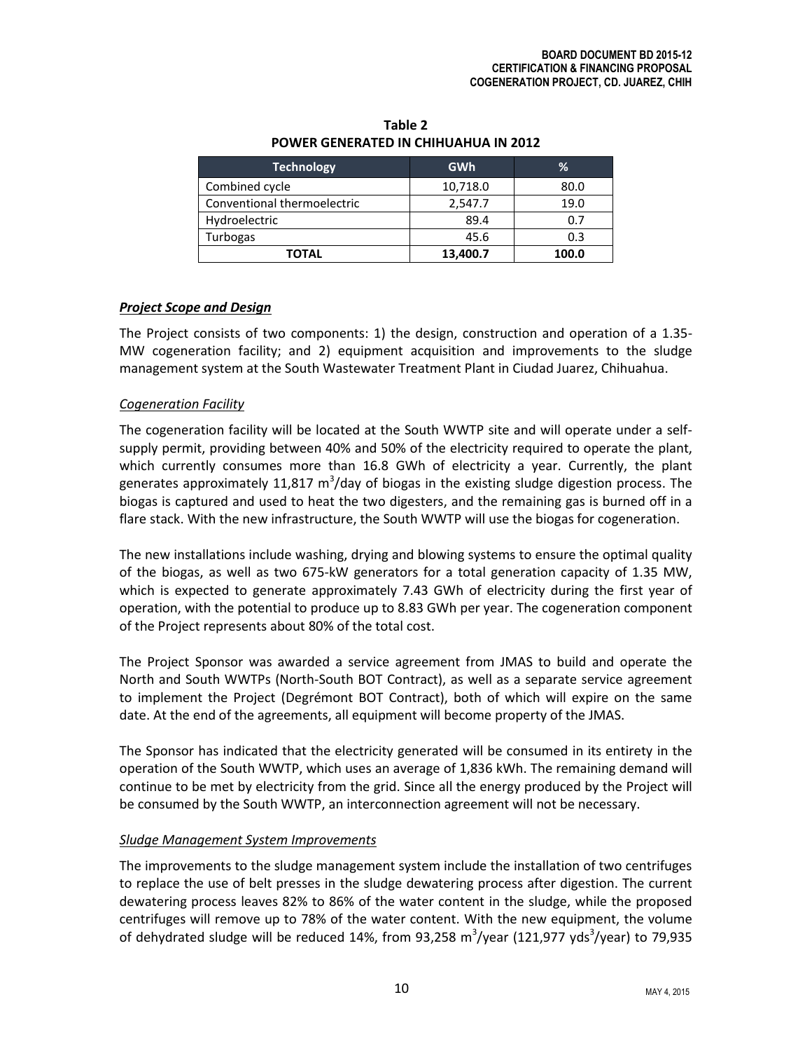**Table 2**
**POWER GENERATED IN CHIHUAHUA IN 2012**

| Technology | GWh | % |
|---|---|---|
| Combined cycle | 10,718.0 | 80.0 |
| Conventional thermoelectric | 2,547.7 | 19.0 |
| Hydroelectric | 89.4 | 0.7 |
| Turbogas | 45.6 | 0.3 |
| **TOTAL** | **13,400.7** | **100.0** |

***Project Scope and Design***

The Project consists of two components: 1) the design, construction and operation of a 1.35-MW cogeneration facility; and 2) equipment acquisition and improvements to the sludge management system at the South Wastewater Treatment Plant in Ciudad Juarez, Chihuahua.

*Cogeneration Facility*

The cogeneration facility will be located at the South WWTP site and will operate under a self-supply permit, providing between 40% and 50% of the electricity required to operate the plant, which currently consumes more than 16.8 GWh of electricity a year. Currently, the plant generates approximately 11,817 $m^3$/day of biogas in the existing sludge digestion process. The biogas is captured and used to heat the two digesters, and the remaining gas is burned off in a flare stack. With the new infrastructure, the South WWTP will use the biogas for cogeneration.

The new installations include washing, drying and blowing systems to ensure the optimal quality of the biogas, as well as two 675-kW generators for a total generation capacity of 1.35 MW, which is expected to generate approximately 7.43 GWh of electricity during the first year of operation, with the potential to produce up to 8.83 GWh per year. The cogeneration component of the Project represents about 80% of the total cost.

The Project Sponsor was awarded a service agreement from JMAS to build and operate the North and South WWTPs (North-South BOT Contract), as well as a separate service agreement to implement the Project (Degrémont BOT Contract), both of which will expire on the same date. At the end of the agreements, all equipment will become property of the JMAS.

The Sponsor has indicated that the electricity generated will be consumed in its entirety in the operation of the South WWTP, which uses an average of 1,836 kWh. The remaining demand will continue to be met by electricity from the grid. Since all the energy produced by the Project will be consumed by the South WWTP, an interconnection agreement will not be necessary.

*Sludge Management System Improvements*

The improvements to the sludge management system include the installation of two centrifuges to replace the use of belt presses in the sludge dewatering process after digestion. The current dewatering process leaves 82% to 86% of the water content in the sludge, while the proposed centrifuges will remove up to 78% of the water content. With the new equipment, the volume of dehydrated sludge will be reduced 14%, from 93,258 $m^3$/year (121,977 $yds^3$/year) to 79,935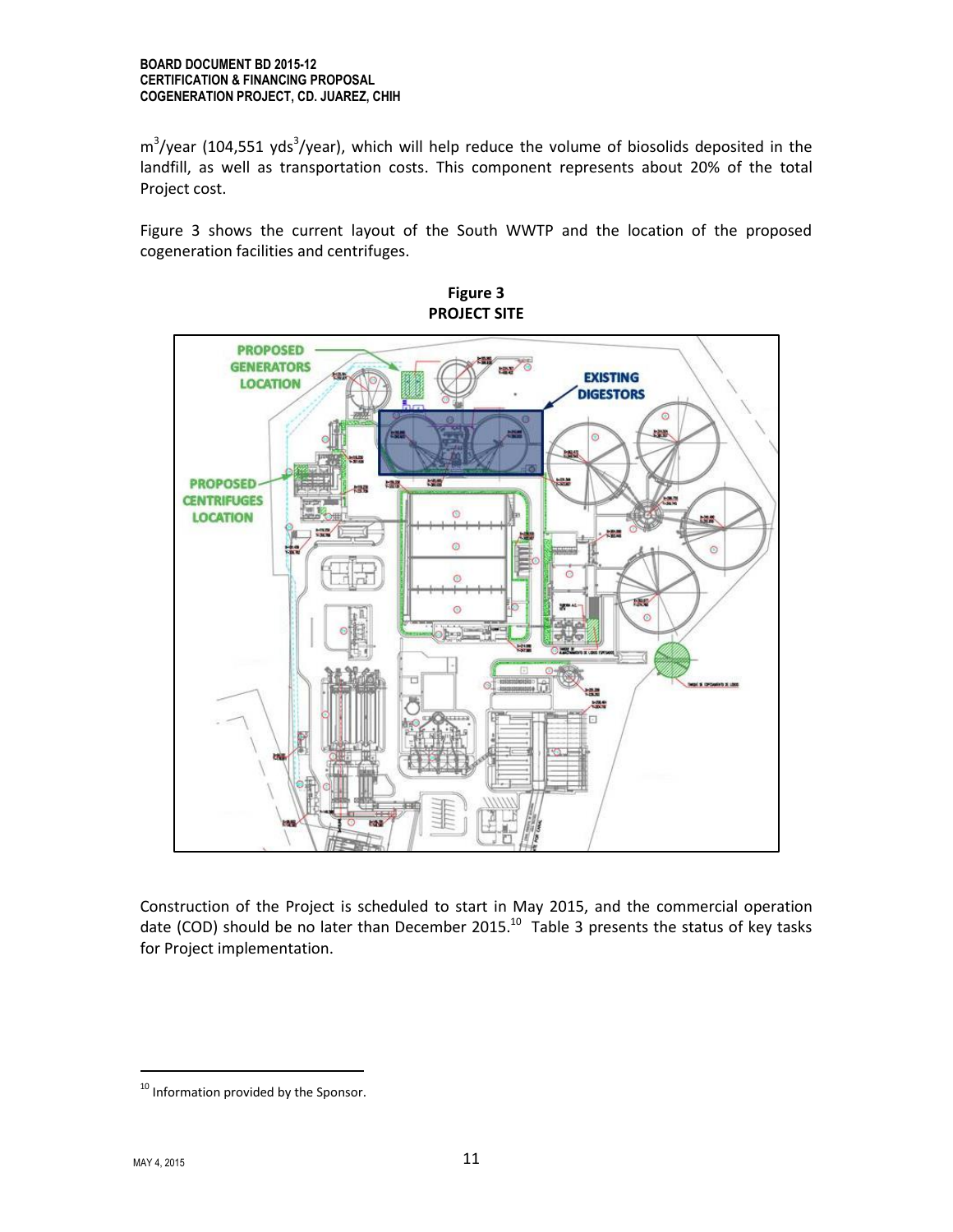$m^3$/year (104,551 $yds^3$/year), which will help reduce the volume of biosolids deposited in the landfill, as well as transportation costs. This component represents about 20% of the total Project cost.

Figure 3 shows the current layout of the South WWTP and the location of the proposed cogeneration facilities and centrifuges.

**Figure 3**
**PROJECT SITE**

Construction of the Project is scheduled to start in May 2015, and the commercial operation date (COD) should be no later than December 2015.[10] Table 3 presents the status of key tasks for Project implementation.

[10] Information provided by the Sponsor.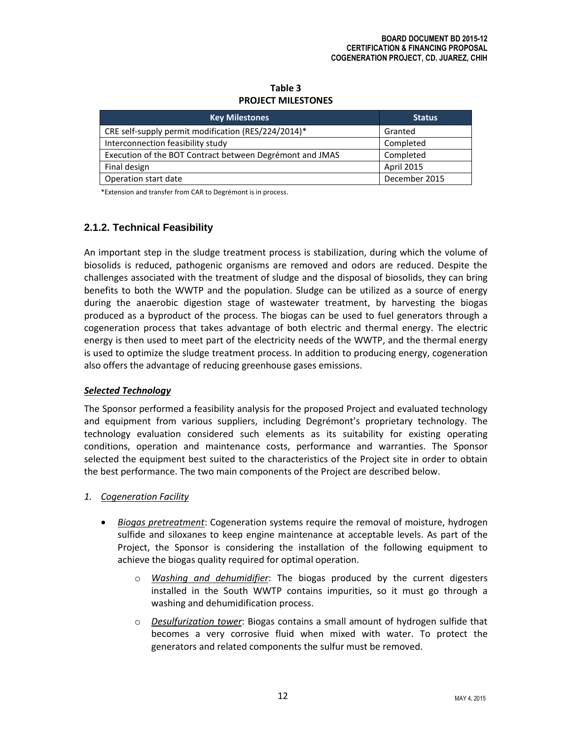**Table 3**
**PROJECT MILESTONES**

| Key Milestones | Status |
|---|---|
| CRE self-supply permit modification (RES/224/2014)* | Granted |
| Interconnection feasibility study | Completed |
| Execution of the BOT Contract between Degrémont and JMAS | Completed |
| Final design | April 2015 |
| Operation start date | December 2015 |

*Extension and transfer from CAR to Degrémont is in process.

### 2.1.2. Technical Feasibility

An important step in the sludge treatment process is stabilization, during which the volume of biosolids is reduced, pathogenic organisms are removed and odors are reduced. Despite the challenges associated with the treatment of sludge and the disposal of biosolids, they can bring benefits to both the WWTP and the population. Sludge can be utilized as a source of energy during the anaerobic digestion stage of wastewater treatment, by harvesting the biogas produced as a byproduct of the process. The biogas can be used to fuel generators through a cogeneration process that takes advantage of both electric and thermal energy. The electric energy is then used to meet part of the electricity needs of the WWTP, and the thermal energy is used to optimize the sludge treatment process. In addition to producing energy, cogeneration also offers the advantage of reducing greenhouse gases emissions.

***Selected Technology***

The Sponsor performed a feasibility analysis for the proposed Project and evaluated technology and equipment from various suppliers, including Degrémont's proprietary technology. The technology evaluation considered such elements as its suitability for existing operating conditions, operation and maintenance costs, performance and warranties. The Sponsor selected the equipment best suited to the characteristics of the Project site in order to obtain the best performance. The two main components of the Project are described below.

1. *Cogeneration Facility*

   - *Biogas pretreatment*: Cogeneration systems require the removal of moisture, hydrogen sulfide and siloxanes to keep engine maintenance at acceptable levels. As part of the Project, the Sponsor is considering the installation of the following equipment to achieve the biogas quality required for optimal operation.

     - *Washing and dehumidifier*: The biogas produced by the current digesters installed in the South WWTP contains impurities, so it must go through a washing and dehumidification process.

     - *Desulfurization tower*: Biogas contains a small amount of hydrogen sulfide that becomes a very corrosive fluid when mixed with water. To protect the generators and related components the sulfur must be removed.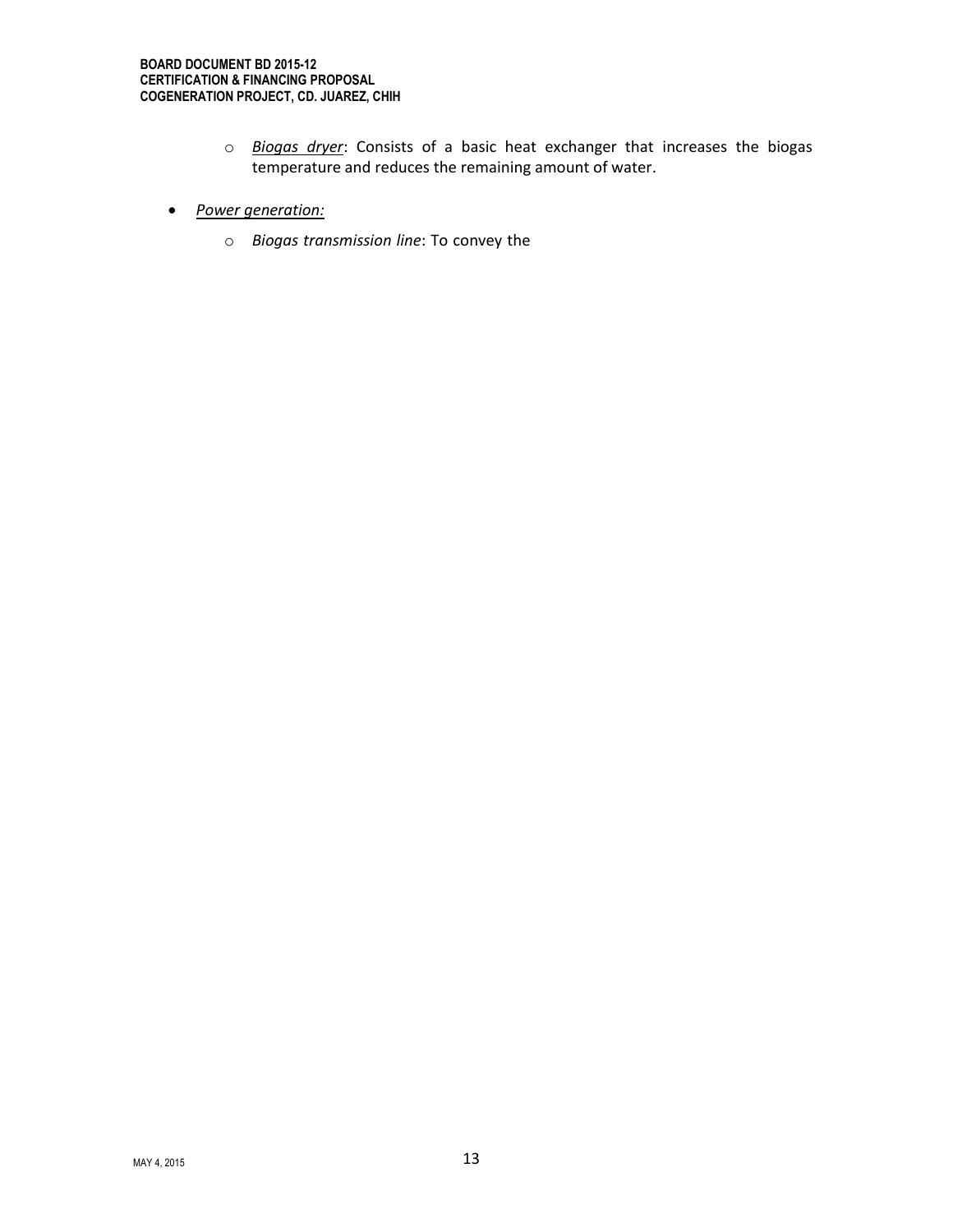- *Biogas dryer*: Consists of a basic heat exchanger that increases the biogas temperature and reduces the remaining amount of water.

- *Power generation:*
  - *Biogas transmission line*: To convey the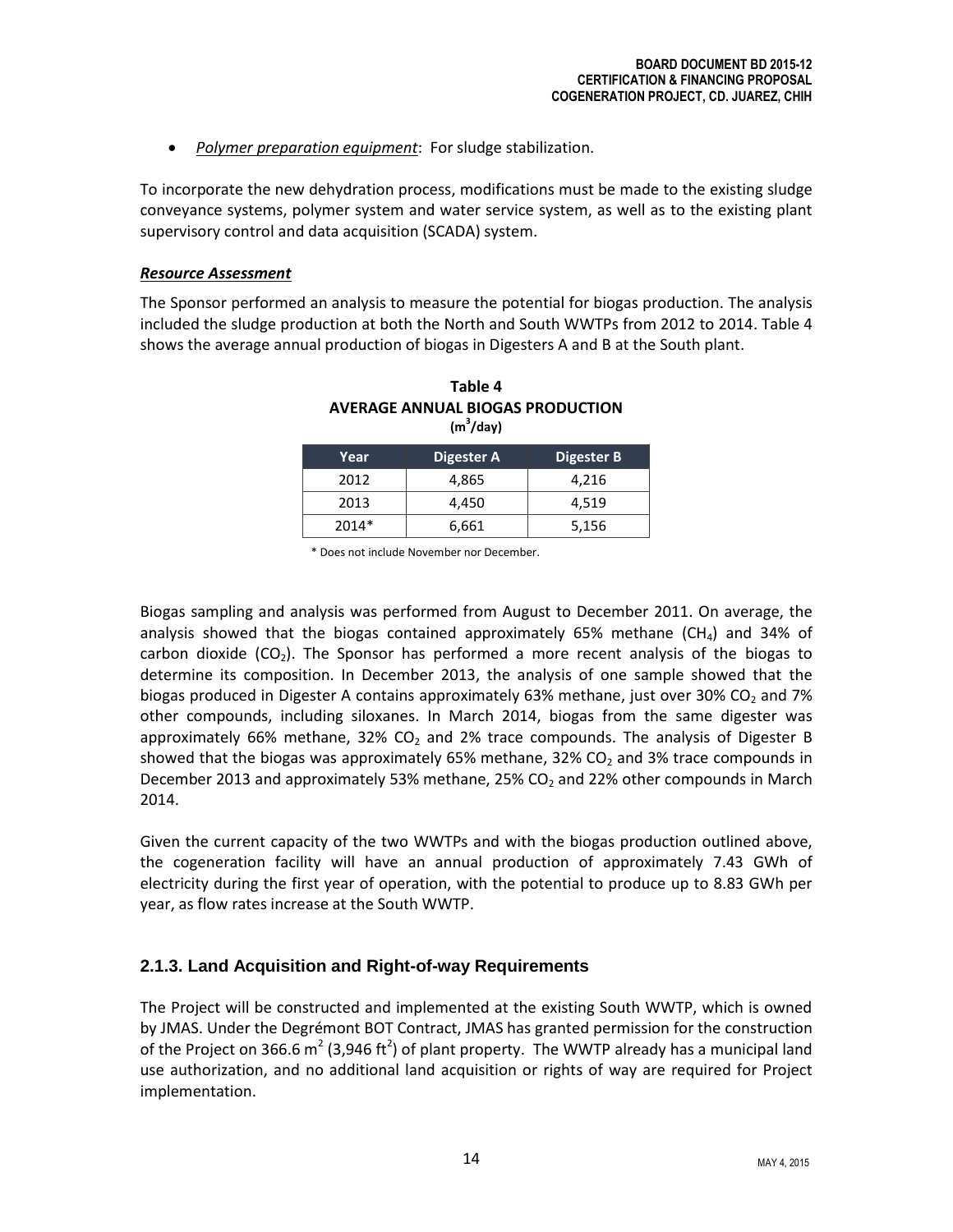- *Polymer preparation equipment*: For sludge stabilization.

To incorporate the new dehydration process, modifications must be made to the existing sludge conveyance systems, polymer system and water service system, as well as to the existing plant supervisory control and data acquisition (SCADA) system.

***Resource Assessment***

The Sponsor performed an analysis to measure the potential for biogas production. The analysis included the sludge production at both the North and South WWTPs from 2012 to 2014. Table 4 shows the average annual production of biogas in Digesters A and B at the South plant.

**Table 4**
**AVERAGE ANNUAL BIOGAS PRODUCTION**
**($m^3$/day)**

| Year | Digester A | Digester B |
|---|---|---|
| 2012 | 4,865 | 4,216 |
| 2013 | 4,450 | 4,519 |
| 2014* | 6,661 | 5,156 |

\* Does not include November nor December.

Biogas sampling and analysis was performed from August to December 2011. On average, the analysis showed that the biogas contained approximately 65% methane ($CH_4$) and 34% of carbon dioxide ($CO_2$). The Sponsor has performed a more recent analysis of the biogas to determine its composition. In December 2013, the analysis of one sample showed that the biogas produced in Digester A contains approximately 63% methane, just over 30% $CO_2$ and 7% other compounds, including siloxanes. In March 2014, biogas from the same digester was approximately 66% methane, 32% $CO_2$ and 2% trace compounds. The analysis of Digester B showed that the biogas was approximately 65% methane, 32% $CO_2$ and 3% trace compounds in December 2013 and approximately 53% methane, 25% $CO_2$ and 22% other compounds in March 2014.

Given the current capacity of the two WWTPs and with the biogas production outlined above, the cogeneration facility will have an annual production of approximately 7.43 GWh of electricity during the first year of operation, with the potential to produce up to 8.83 GWh per year, as flow rates increase at the South WWTP.

### 2.1.3. Land Acquisition and Right-of-way Requirements

The Project will be constructed and implemented at the existing South WWTP, which is owned by JMAS. Under the Degrémont BOT Contract, JMAS has granted permission for the construction of the Project on 366.6 $m^2$ (3,946 $ft^2$) of plant property. The WWTP already has a municipal land use authorization, and no additional land acquisition or rights of way are required for Project implementation.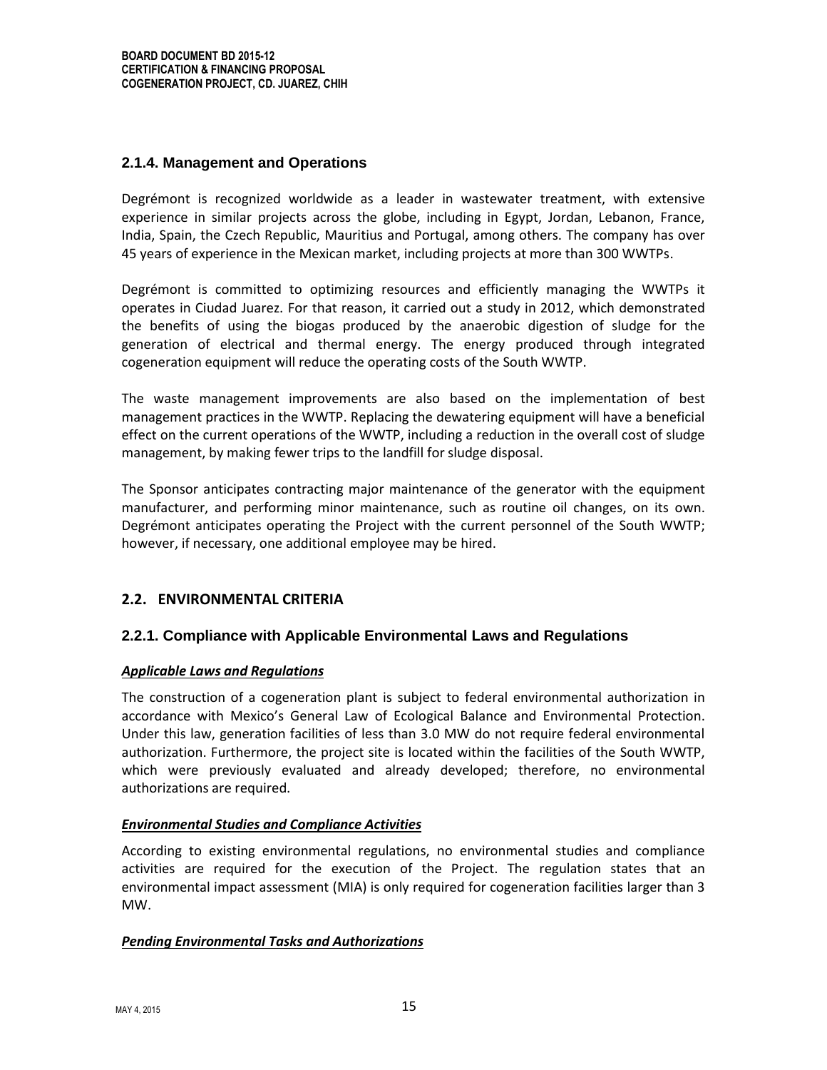### 2.1.4. Management and Operations

Degrémont is recognized worldwide as a leader in wastewater treatment, with extensive experience in similar projects across the globe, including in Egypt, Jordan, Lebanon, France, India, Spain, the Czech Republic, Mauritius and Portugal, among others. The company has over 45 years of experience in the Mexican market, including projects at more than 300 WWTPs.

Degrémont is committed to optimizing resources and efficiently managing the WWTPs it operates in Ciudad Juarez. For that reason, it carried out a study in 2012, which demonstrated the benefits of using the biogas produced by the anaerobic digestion of sludge for the generation of electrical and thermal energy. The energy produced through integrated cogeneration equipment will reduce the operating costs of the South WWTP.

The waste management improvements are also based on the implementation of best management practices in the WWTP. Replacing the dewatering equipment will have a beneficial effect on the current operations of the WWTP, including a reduction in the overall cost of sludge management, by making fewer trips to the landfill for sludge disposal.

The Sponsor anticipates contracting major maintenance of the generator with the equipment manufacturer, and performing minor maintenance, such as routine oil changes, on its own. Degrémont anticipates operating the Project with the current personnel of the South WWTP; however, if necessary, one additional employee may be hired.

## 2.2. ENVIRONMENTAL CRITERIA

### 2.2.1. Compliance with Applicable Environmental Laws and Regulations

***Applicable Laws and Regulations***

The construction of a cogeneration plant is subject to federal environmental authorization in accordance with Mexico's General Law of Ecological Balance and Environmental Protection. Under this law, generation facilities of less than 3.0 MW do not require federal environmental authorization. Furthermore, the project site is located within the facilities of the South WWTP, which were previously evaluated and already developed; therefore, no environmental authorizations are required.

***Environmental Studies and Compliance Activities***

According to existing environmental regulations, no environmental studies and compliance activities are required for the execution of the Project. The regulation states that an environmental impact assessment (MIA) is only required for cogeneration facilities larger than 3 MW.

***Pending Environmental Tasks and Authorizations***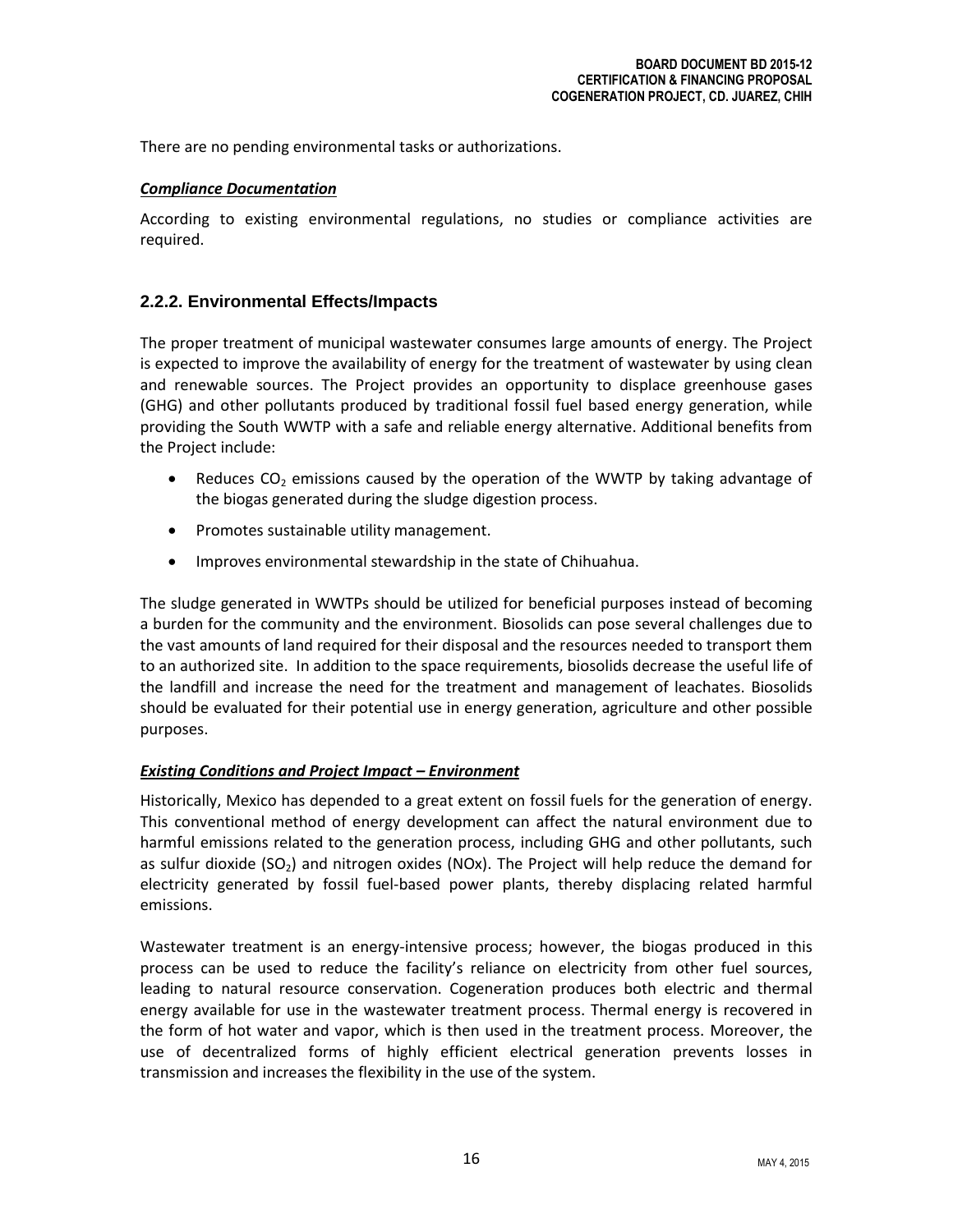There are no pending environmental tasks or authorizations.

***Compliance Documentation***

According to existing environmental regulations, no studies or compliance activities are required.

### 2.2.2. Environmental Effects/Impacts

The proper treatment of municipal wastewater consumes large amounts of energy. The Project is expected to improve the availability of energy for the treatment of wastewater by using clean and renewable sources. The Project provides an opportunity to displace greenhouse gases (GHG) and other pollutants produced by traditional fossil fuel based energy generation, while providing the South WWTP with a safe and reliable energy alternative. Additional benefits from the Project include:

- Reduces $CO_2$ emissions caused by the operation of the WWTP by taking advantage of the biogas generated during the sludge digestion process.
- Promotes sustainable utility management.
- Improves environmental stewardship in the state of Chihuahua.

The sludge generated in WWTPs should be utilized for beneficial purposes instead of becoming a burden for the community and the environment. Biosolids can pose several challenges due to the vast amounts of land required for their disposal and the resources needed to transport them to an authorized site. In addition to the space requirements, biosolids decrease the useful life of the landfill and increase the need for the treatment and management of leachates. Biosolids should be evaluated for their potential use in energy generation, agriculture and other possible purposes.

***Existing Conditions and Project Impact – Environment***

Historically, Mexico has depended to a great extent on fossil fuels for the generation of energy. This conventional method of energy development can affect the natural environment due to harmful emissions related to the generation process, including GHG and other pollutants, such as sulfur dioxide ($SO_2$) and nitrogen oxides (NOx). The Project will help reduce the demand for electricity generated by fossil fuel-based power plants, thereby displacing related harmful emissions.

Wastewater treatment is an energy-intensive process; however, the biogas produced in this process can be used to reduce the facility's reliance on electricity from other fuel sources, leading to natural resource conservation. Cogeneration produces both electric and thermal energy available for use in the wastewater treatment process. Thermal energy is recovered in the form of hot water and vapor, which is then used in the treatment process. Moreover, the use of decentralized forms of highly efficient electrical generation prevents losses in transmission and increases the flexibility in the use of the system.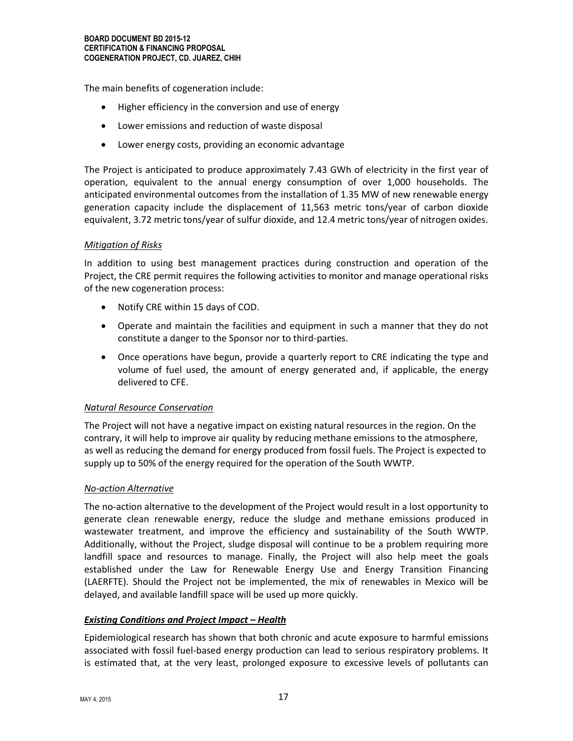The main benefits of cogeneration include:

- Higher efficiency in the conversion and use of energy
- Lower emissions and reduction of waste disposal
- Lower energy costs, providing an economic advantage

The Project is anticipated to produce approximately 7.43 GWh of electricity in the first year of operation, equivalent to the annual energy consumption of over 1,000 households. The anticipated environmental outcomes from the installation of 1.35 MW of new renewable energy generation capacity include the displacement of 11,563 metric tons/year of carbon dioxide equivalent, 3.72 metric tons/year of sulfur dioxide, and 12.4 metric tons/year of nitrogen oxides.

*Mitigation of Risks*

In addition to using best management practices during construction and operation of the Project, the CRE permit requires the following activities to monitor and manage operational risks of the new cogeneration process:

- Notify CRE within 15 days of COD.
- Operate and maintain the facilities and equipment in such a manner that they do not constitute a danger to the Sponsor nor to third-parties.
- Once operations have begun, provide a quarterly report to CRE indicating the type and volume of fuel used, the amount of energy generated and, if applicable, the energy delivered to CFE.

*Natural Resource Conservation*

The Project will not have a negative impact on existing natural resources in the region. On the contrary, it will help to improve air quality by reducing methane emissions to the atmosphere, as well as reducing the demand for energy produced from fossil fuels. The Project is expected to supply up to 50% of the energy required for the operation of the South WWTP.

*No-action Alternative*

The no-action alternative to the development of the Project would result in a lost opportunity to generate clean renewable energy, reduce the sludge and methane emissions produced in wastewater treatment, and improve the efficiency and sustainability of the South WWTP. Additionally, without the Project, sludge disposal will continue to be a problem requiring more landfill space and resources to manage. Finally, the Project will also help meet the goals established under the Law for Renewable Energy Use and Energy Transition Financing (LAERFTE). Should the Project not be implemented, the mix of renewables in Mexico will be delayed, and available landfill space will be used up more quickly.

***Existing Conditions and Project Impact – Health***

Epidemiological research has shown that both chronic and acute exposure to harmful emissions associated with fossil fuel-based energy production can lead to serious respiratory problems. It is estimated that, at the very least, prolonged exposure to excessive levels of pollutants can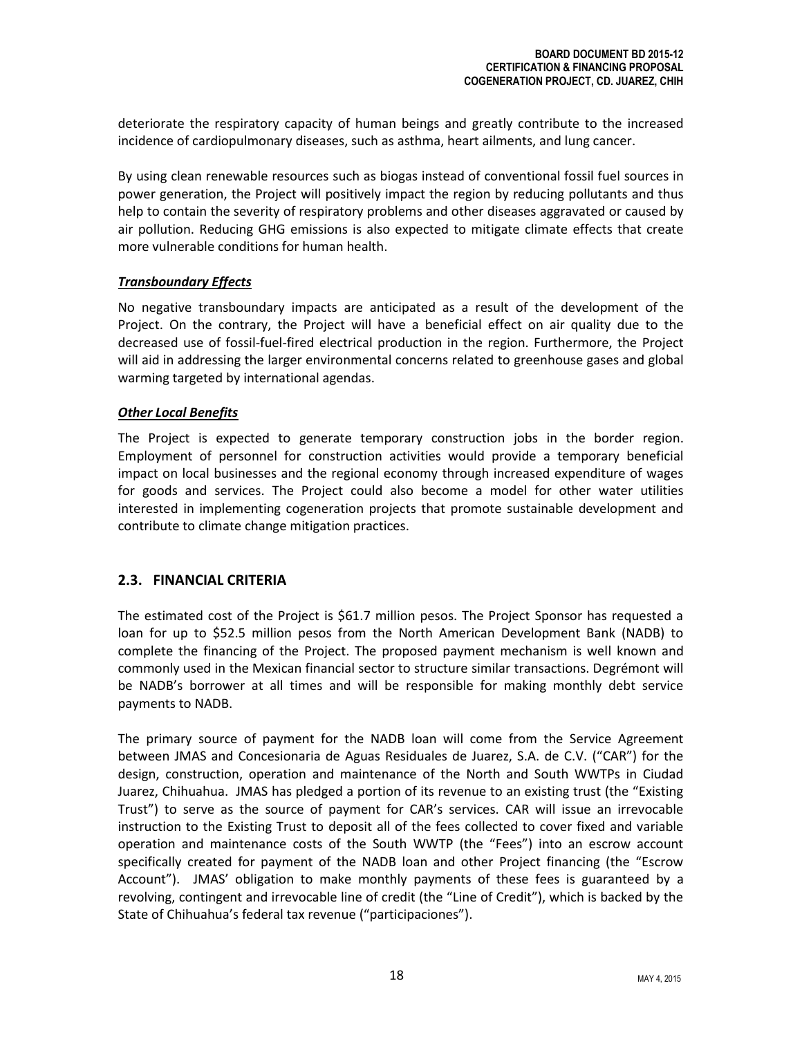deteriorate the respiratory capacity of human beings and greatly contribute to the increased incidence of cardiopulmonary diseases, such as asthma, heart ailments, and lung cancer.

By using clean renewable resources such as biogas instead of conventional fossil fuel sources in power generation, the Project will positively impact the region by reducing pollutants and thus help to contain the severity of respiratory problems and other diseases aggravated or caused by air pollution. Reducing GHG emissions is also expected to mitigate climate effects that create more vulnerable conditions for human health.

***Transboundary Effects***

No negative transboundary impacts are anticipated as a result of the development of the Project. On the contrary, the Project will have a beneficial effect on air quality due to the decreased use of fossil-fuel-fired electrical production in the region. Furthermore, the Project will aid in addressing the larger environmental concerns related to greenhouse gases and global warming targeted by international agendas.

***Other Local Benefits***

The Project is expected to generate temporary construction jobs in the border region. Employment of personnel for construction activities would provide a temporary beneficial impact on local businesses and the regional economy through increased expenditure of wages for goods and services. The Project could also become a model for other water utilities interested in implementing cogeneration projects that promote sustainable development and contribute to climate change mitigation practices.

## 2.3. FINANCIAL CRITERIA

The estimated cost of the Project is $61.7 million pesos. The Project Sponsor has requested a loan for up to $52.5 million pesos from the North American Development Bank (NADB) to complete the financing of the Project. The proposed payment mechanism is well known and commonly used in the Mexican financial sector to structure similar transactions. Degrémont will be NADB's borrower at all times and will be responsible for making monthly debt service payments to NADB.

The primary source of payment for the NADB loan will come from the Service Agreement between JMAS and Concesionaria de Aguas Residuales de Juarez, S.A. de C.V. ("CAR") for the design, construction, operation and maintenance of the North and South WWTPs in Ciudad Juarez, Chihuahua. JMAS has pledged a portion of its revenue to an existing trust (the "Existing Trust") to serve as the source of payment for CAR's services. CAR will issue an irrevocable instruction to the Existing Trust to deposit all of the fees collected to cover fixed and variable operation and maintenance costs of the South WWTP (the "Fees") into an escrow account specifically created for payment of the NADB loan and other Project financing (the "Escrow Account"). JMAS' obligation to make monthly payments of these fees is guaranteed by a revolving, contingent and irrevocable line of credit (the "Line of Credit"), which is backed by the State of Chihuahua's federal tax revenue ("participaciones").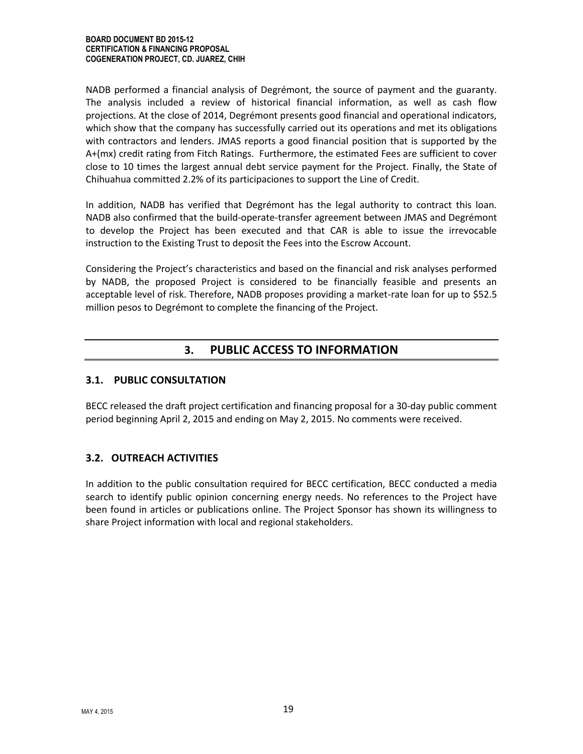NADB performed a financial analysis of Degrémont, the source of payment and the guaranty. The analysis included a review of historical financial information, as well as cash flow projections. At the close of 2014, Degrémont presents good financial and operational indicators, which show that the company has successfully carried out its operations and met its obligations with contractors and lenders. JMAS reports a good financial position that is supported by the A+(mx) credit rating from Fitch Ratings. Furthermore, the estimated Fees are sufficient to cover close to 10 times the largest annual debt service payment for the Project. Finally, the State of Chihuahua committed 2.2% of its participaciones to support the Line of Credit.

In addition, NADB has verified that Degrémont has the legal authority to contract this loan. NADB also confirmed that the build-operate-transfer agreement between JMAS and Degrémont to develop the Project has been executed and that CAR is able to issue the irrevocable instruction to the Existing Trust to deposit the Fees into the Escrow Account.

Considering the Project's characteristics and based on the financial and risk analyses performed by NADB, the proposed Project is considered to be financially feasible and presents an acceptable level of risk. Therefore, NADB proposes providing a market-rate loan for up to $52.5 million pesos to Degrémont to complete the financing of the Project.

## 3. PUBLIC ACCESS TO INFORMATION

### 3.1. PUBLIC CONSULTATION

BECC released the draft project certification and financing proposal for a 30-day public comment period beginning April 2, 2015 and ending on May 2, 2015. No comments were received.

### 3.2. OUTREACH ACTIVITIES

In addition to the public consultation required for BECC certification, BECC conducted a media search to identify public opinion concerning energy needs. No references to the Project have been found in articles or publications online. The Project Sponsor has shown its willingness to share Project information with local and regional stakeholders.